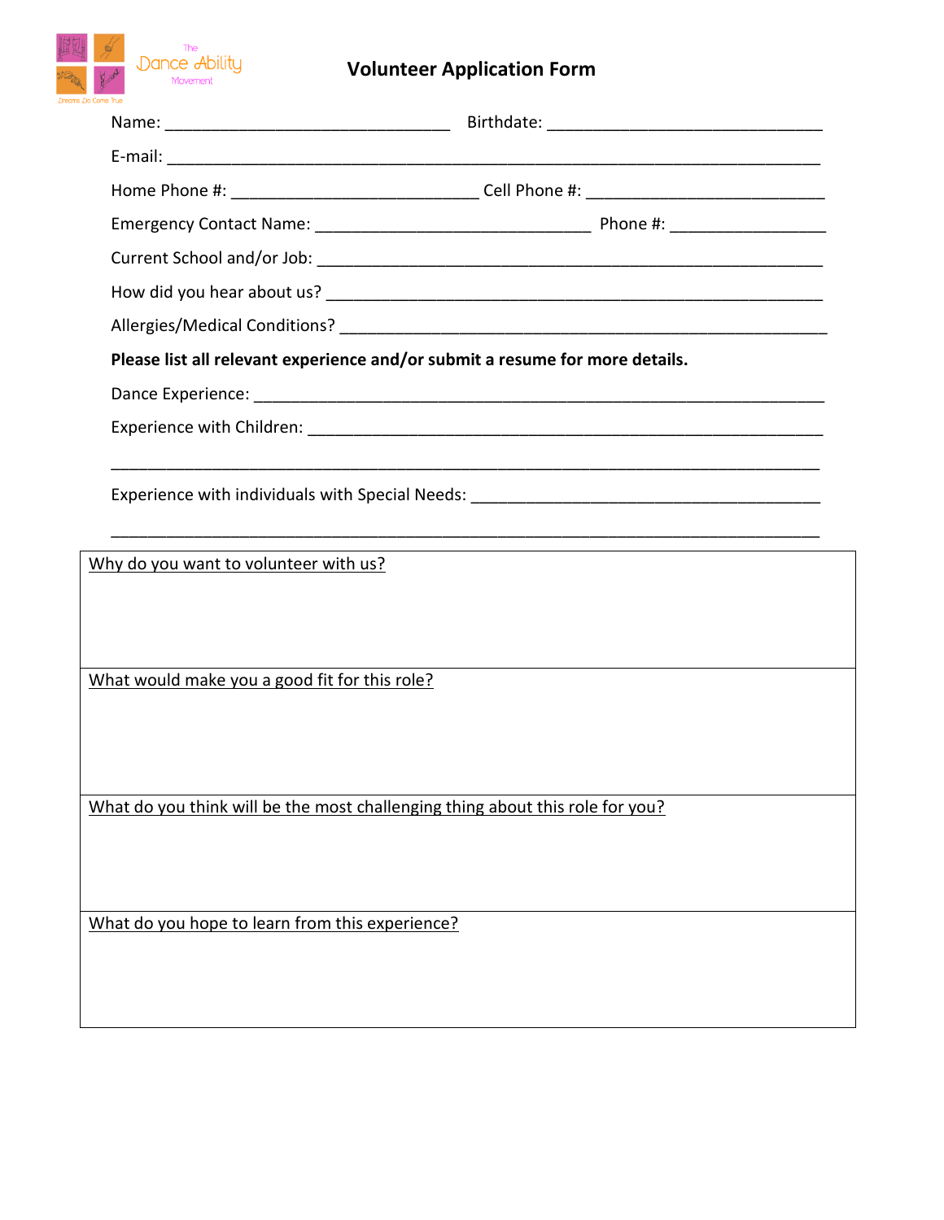The Dance Ability Movement

Dreams Do Come True

# Volunteer Application Form

Name: _______________________________ Birthdate: _______________________________

E-mail: _________________________________________________________________________

Home Phone #: ___________________________ Cell Phone #: ___________________________

Emergency Contact Name: ______________________________ Phone #: _________________

Current School and/or Job: _______________________________________________________

How did you hear about us? _______________________________________________________

Allergies/Medical Conditions? ____________________________________________________

**Please list all relevant experience and/or submit a resume for more details.**

Dance Experience: _______________________________________________________________

Experience with Children: _________________________________________________________

_________________________________________________________________________________

Experience with individuals with Special Needs: ______________________________________

_________________________________________________________________________________

| |
|---|
| Why do you want to volunteer with us? |
| What would make you a good fit for this role? |
| What do you think will be the most challenging thing about this role for you? |
| What do you hope to learn from this experience? |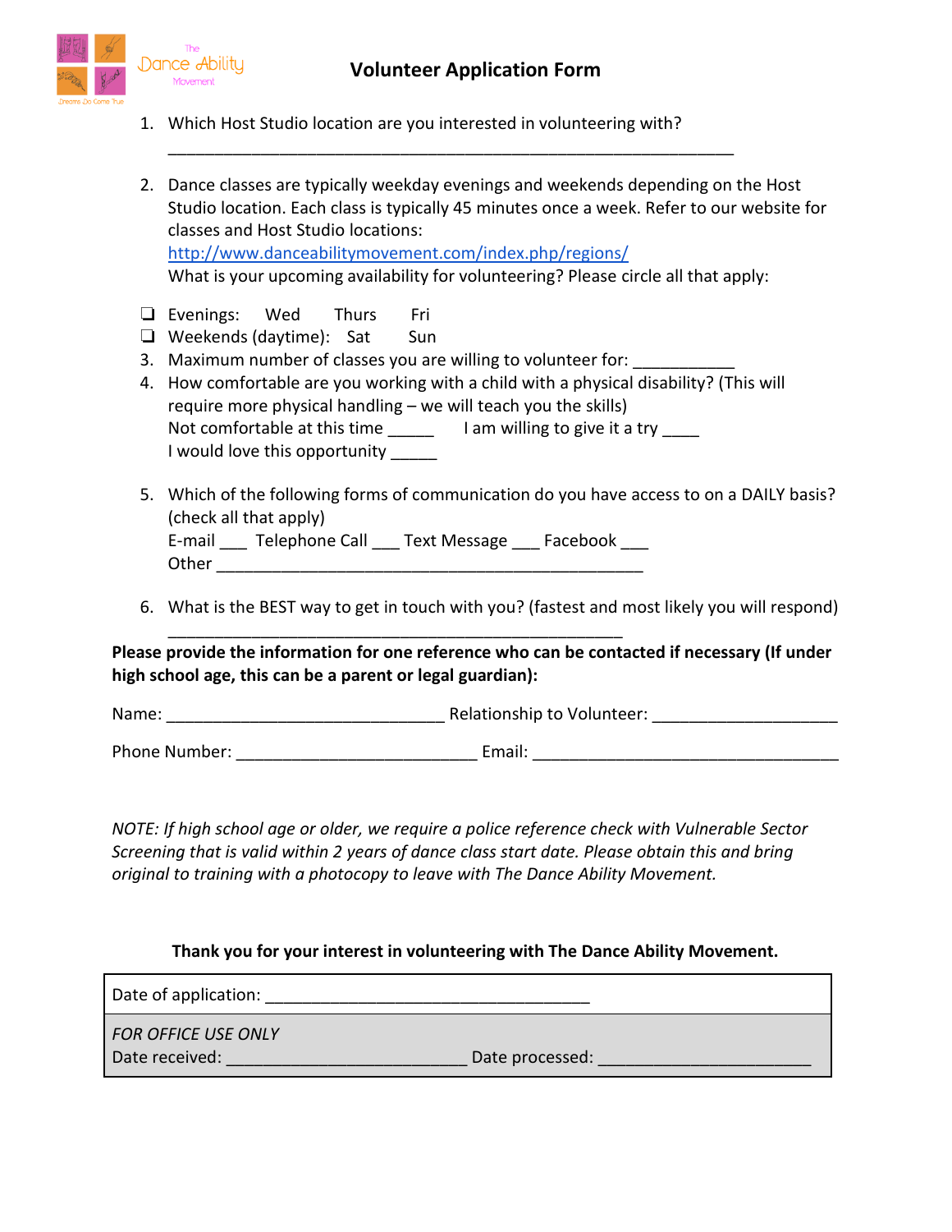The Dance Ability Movement

Dreams Do Come True

# Volunteer Application Form

1. Which Host Studio location are you interested in volunteering with?

   ______________________________________________________________

2. Dance classes are typically weekday evenings and weekends depending on the Host Studio location. Each class is typically 45 minutes once a week. Refer to our website for classes and Host Studio locations: [http://www.danceabilitymovement.com/index.php/regions/](http://www.danceabilitymovement.com/index.php/regions/)

   What is your upcoming availability for volunteering? Please circle all that apply:

- ❑ Evenings: Wed Thurs Fri
- ❑ Weekends (daytime): Sat Sun

3. Maximum number of classes you are willing to volunteer for: ___________
4. How comfortable are you working with a child with a physical disability? (This will require more physical handling – we will teach you the skills)

   Not comfortable at this time _____ I am willing to give it a try ____

   I would love this opportunity _____

5. Which of the following forms of communication do you have access to on a DAILY basis? (check all that apply)

   E-mail ___ Telephone Call ___ Text Message ___ Facebook ___

   Other _______________________________________________

6. What is the BEST way to get in touch with you? (fastest and most likely you will respond)

   __________________________________________________

**Please provide the information for one reference who can be contacted if necessary (If under high school age, this can be a parent or legal guardian):**

Name: ______________________________ Relationship to Volunteer: ____________________

Phone Number: __________________________ Email: _________________________________

*NOTE: If high school age or older, we require a police reference check with Vulnerable Sector Screening that is valid within 2 years of dance class start date. Please obtain this and bring original to training with a photocopy to leave with The Dance Ability Movement.*

**Thank you for your interest in volunteering with The Dance Ability Movement.**

Date of application: ___________________________________

*FOR OFFICE USE ONLY*

Date received: __________________________ Date processed: _______________________